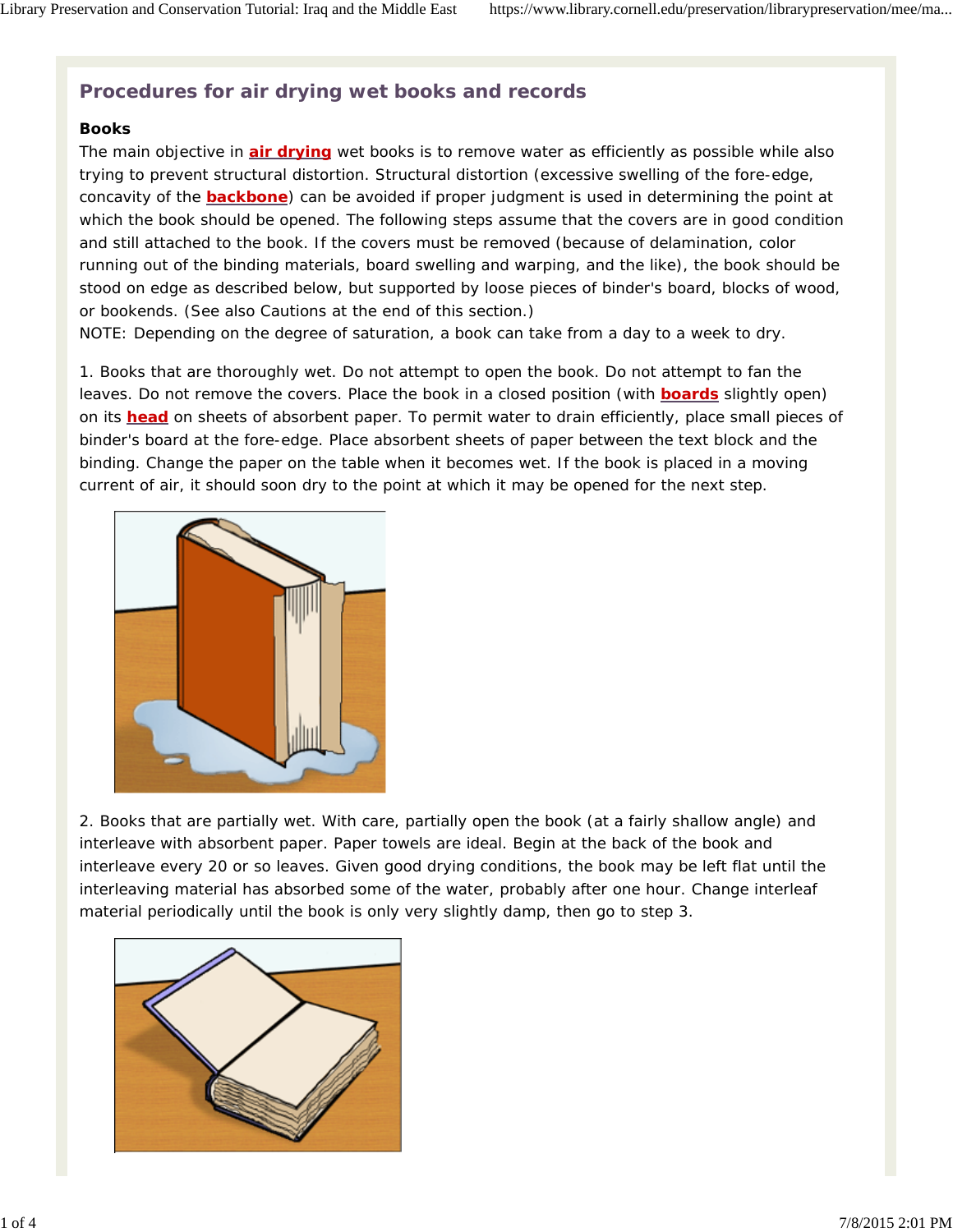## Procedures for air drying wet books and records

### Books

The main objective in **air drying** wet books is to remove water as efficiently as possible while also trying to prevent structural distortion. Structural distortion (excessive swelling of the fore-edge, concavity of the **backbone**) can be avoided if proper judgment is used in determining the point at which the book should be opened. The following steps assume that the covers are in good condition and still attached to the book. If the covers must be removed (because of delamination, color running out of the binding materials, board swelling and warping, and the like), the book should be stood on edge as described below, but supported by loose pieces of binder's board, blocks of wood, or bookends. (See also Cautions at the end of this section.)

NOTE: Depending on the degree of saturation, a book can take from a day to a week to dry.

1. Books that are thoroughly wet. Do not attempt to open the book. Do not attempt to fan the leaves. Do not remove the covers. Place the book in a closed position (with **boards** slightly open) on its **head** on sheets of absorbent paper. To permit water to drain efficiently, place small pieces of binder's board at the fore-edge. Place absorbent sheets of paper between the text block and the binding. Change the paper on the table when it becomes wet. If the book is placed in a moving current of air, it should soon dry to the point at which it may be opened for the next step.

2. Books that are partially wet. With care, partially open the book (at a fairly shallow angle) and interleave with absorbent paper. Paper towels are ideal. Begin at the back of the book and interleave every 20 or so leaves. Given good drying conditions, the book may be left flat until the interleaving material has absorbed some of the water, probably after one hour. Change interleaf material periodically until the book is only very slightly damp, then go to step 3.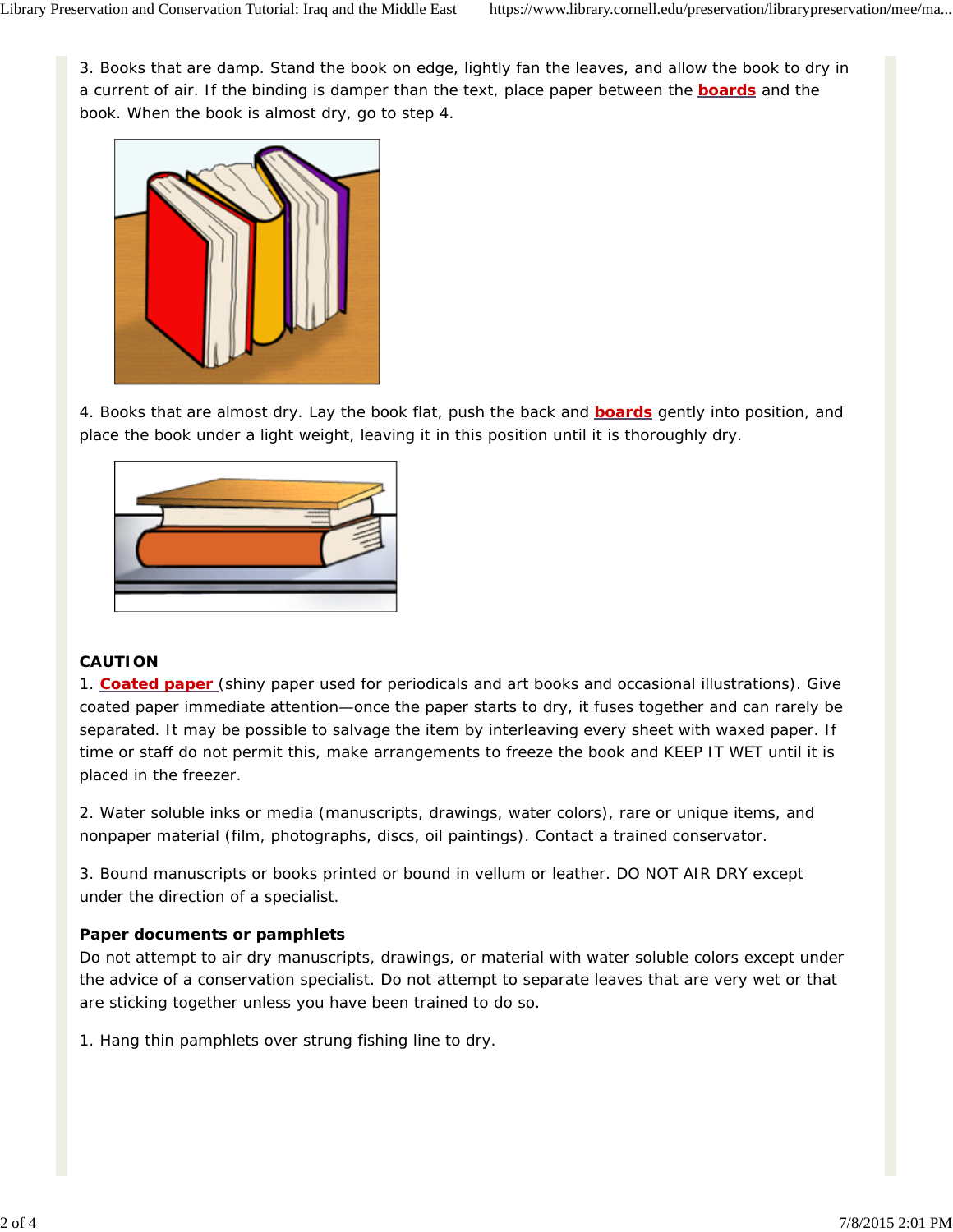3. Books that are damp. Stand the book on edge, lightly fan the leaves, and allow the book to dry in a current of air. If the binding is damper than the text, place paper between the **boards** and the book. When the book is almost dry, go to step 4.

4. Books that are almost dry. Lay the book flat, push the back and **boards** gently into position, and place the book under a light weight, leaving it in this position until it is thoroughly dry.

**CAUTION**

1. **Coated paper** (shiny paper used for periodicals and art books and occasional illustrations). Give coated paper immediate attention—once the paper starts to dry, it fuses together and can rarely be separated. It may be possible to salvage the item by interleaving every sheet with waxed paper. If time or staff do not permit this, make arrangements to freeze the book and KEEP IT WET until it is placed in the freezer.

2. Water soluble inks or media (manuscripts, drawings, water colors), rare or unique items, and nonpaper material (film, photographs, discs, oil paintings). Contact a trained conservator.

3. Bound manuscripts or books printed or bound in vellum or leather. DO NOT AIR DRY except under the direction of a specialist.

**Paper documents or pamphlets**

Do not attempt to air dry manuscripts, drawings, or material with water soluble colors except under the advice of a conservation specialist. Do not attempt to separate leaves that are very wet or that are sticking together unless you have been trained to do so.

1. Hang thin pamphlets over strung fishing line to dry.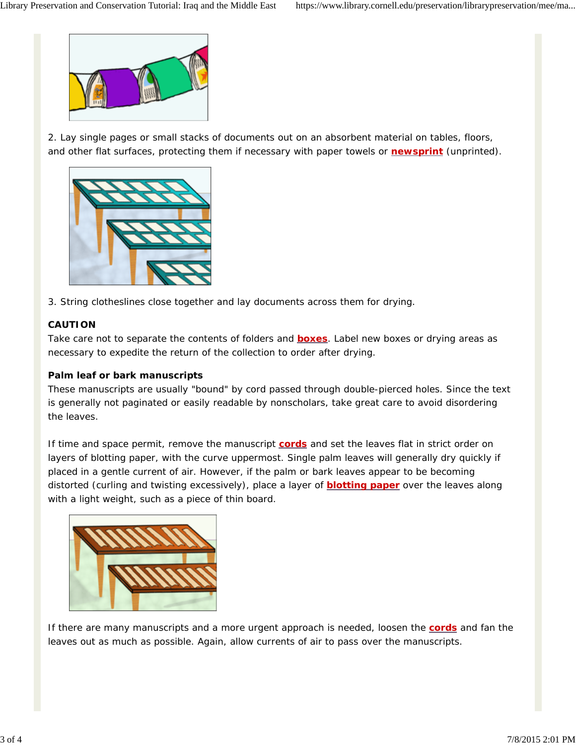2. Lay single pages or small stacks of documents out on an absorbent material on tables, floors, and other flat surfaces, protecting them if necessary with paper towels or **newsprint** (unprinted).

3. String clotheslines close together and lay documents across them for drying.

**CAUTION**
Take care not to separate the contents of folders and **boxes**. Label new boxes or drying areas as necessary to expedite the return of the collection to order after drying.

**Palm leaf or bark manuscripts**
These manuscripts are usually "bound" by cord passed through double-pierced holes. Since the text is generally not paginated or easily readable by nonscholars, take great care to avoid disordering the leaves.

If time and space permit, remove the manuscript **cords** and set the leaves flat in strict order on layers of blotting paper, with the curve uppermost. Single palm leaves will generally dry quickly if placed in a gentle current of air. However, if the palm or bark leaves appear to be becoming distorted (curling and twisting excessively), place a layer of **blotting paper** over the leaves along with a light weight, such as a piece of thin board.

If there are many manuscripts and a more urgent approach is needed, loosen the **cords** and fan the leaves out as much as possible. Again, allow currents of air to pass over the manuscripts.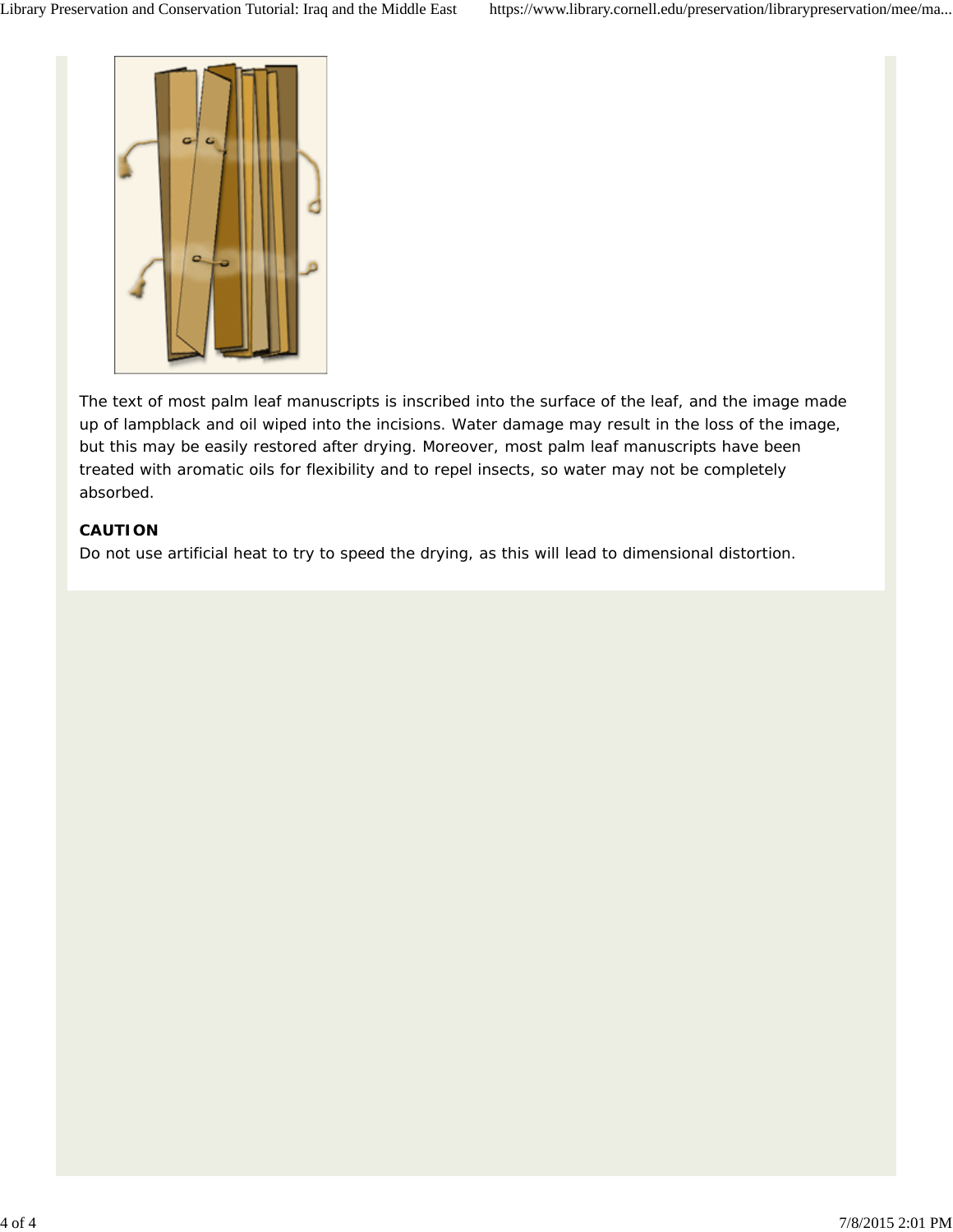The text of most palm leaf manuscripts is inscribed into the surface of the leaf, and the image made up of lampblack and oil wiped into the incisions. Water damage may result in the loss of the image, but this may be easily restored after drying. Moreover, most palm leaf manuscripts have been treated with aromatic oils for flexibility and to repel insects, so water may not be completely absorbed.

**CAUTION**

Do not use artificial heat to try to speed the drying, as this will lead to dimensional distortion.